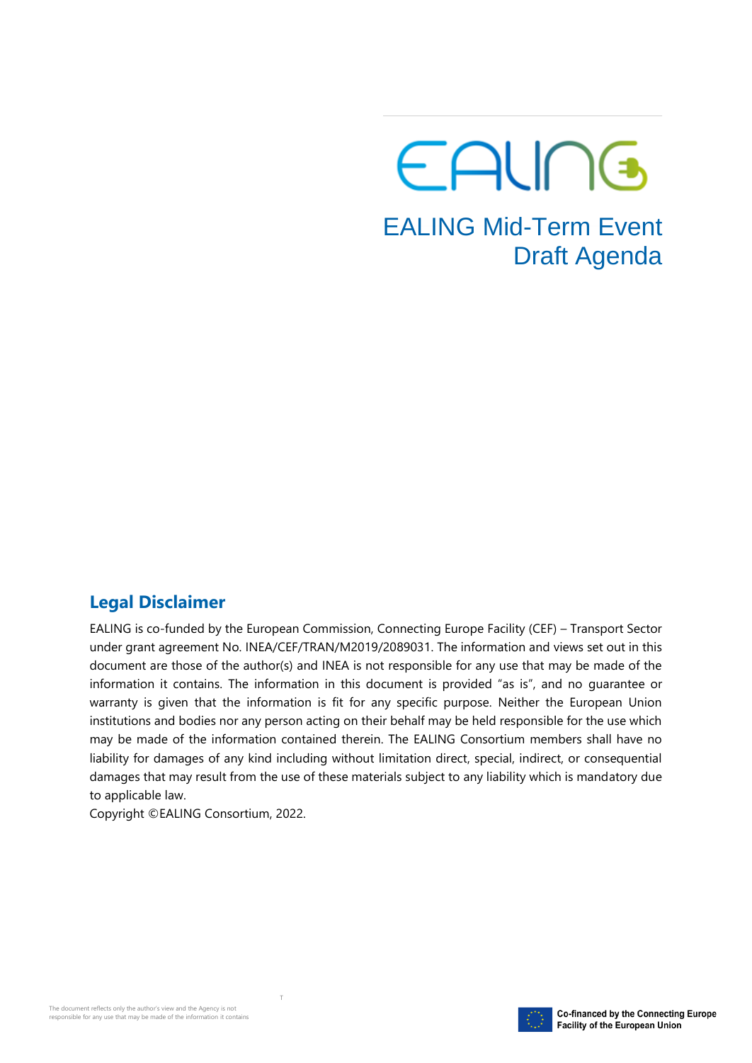# EALING Mid-Term Event Draft Agenda

## Legal Disclaimer

EALING is co-funded by the European Commission, Connecting Europe Facility (CEF) – Transport Sector under grant agreement No. INEA/CEF/TRAN/M2019/2089031. The information and views set out in this document are those of the author(s) and INEA is not responsible for any use that may be made of the information it contains. The information in this document is provided "as is", and no guarantee or warranty is given that the information is fit for any specific purpose. Neither the European Union institutions and bodies nor any person acting on their behalf may be held responsible for the use which may be made of the information contained therein. The EALING Consortium members shall have no liability for damages of any kind including without limitation direct, special, indirect, or consequential damages that may result from the use of these materials subject to any liability which is mandatory due to applicable law.

Copyright ©EALING Consortium, 2022.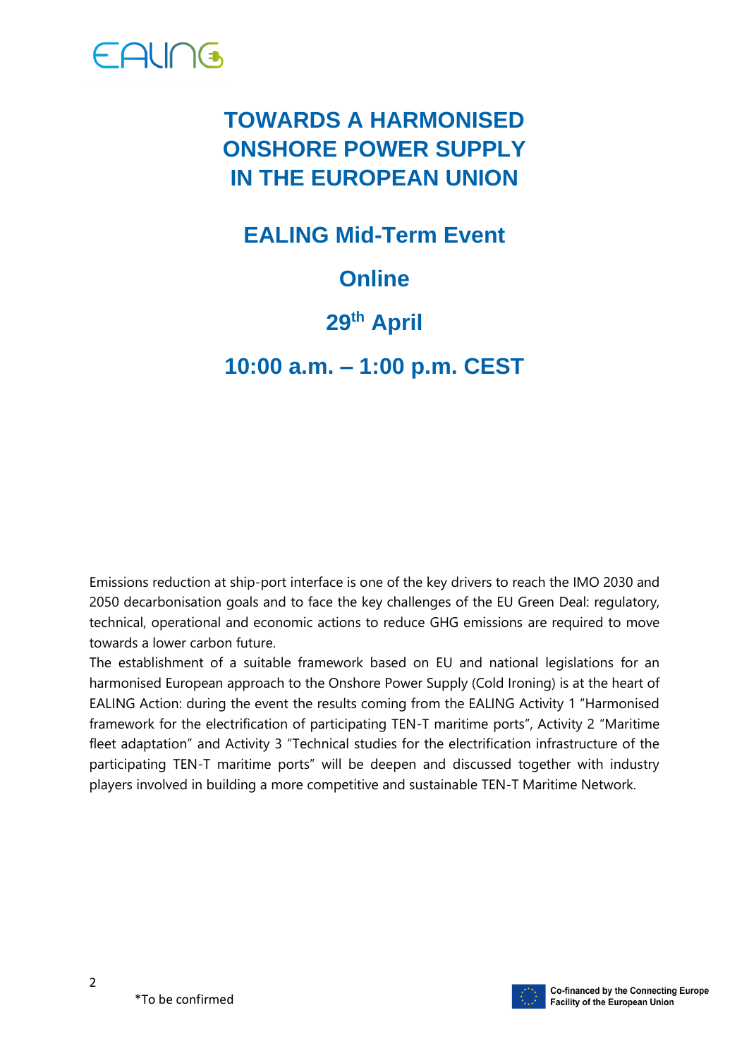# TOWARDS A HARMONISED ONSHORE POWER SUPPLY IN THE EUROPEAN UNION

## EALING Mid-Term Event

## Online

## 29th April

## 10:00 a.m. – 1:00 p.m. CEST

Emissions reduction at ship-port interface is one of the key drivers to reach the IMO 2030 and 2050 decarbonisation goals and to face the key challenges of the EU Green Deal: regulatory, technical, operational and economic actions to reduce GHG emissions are required to move towards a lower carbon future.

The establishment of a suitable framework based on EU and national legislations for an harmonised European approach to the Onshore Power Supply (Cold Ironing) is at the heart of EALING Action: during the event the results coming from the EALING Activity 1 "Harmonised framework for the electrification of participating TEN-T maritime ports", Activity 2 "Maritime fleet adaptation" and Activity 3 "Technical studies for the electrification infrastructure of the participating TEN-T maritime ports" will be deepen and discussed together with industry players involved in building a more competitive and sustainable TEN-T Maritime Network.

*To be confirmed

Co-financed by the Connecting Europe Facility of the European Union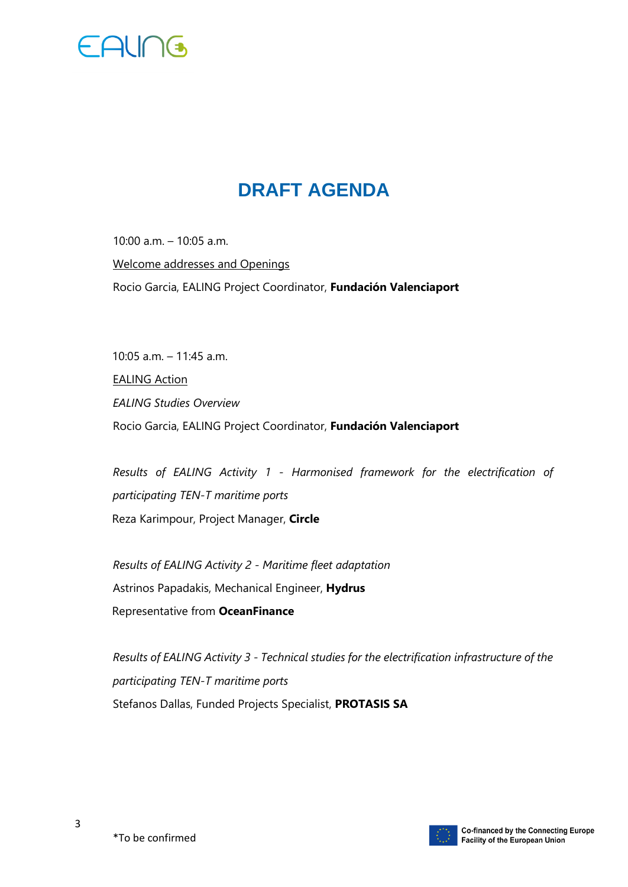# DRAFT AGENDA

10:00 a.m. – 10:05 a.m.

<u>Welcome addresses and Openings</u>

Rocio Garcia, EALING Project Coordinator, **Fundación Valenciaport**

10:05 a.m. – 11:45 a.m.

<u>EALING Action</u>

*EALING Studies Overview*

Rocio Garcia, EALING Project Coordinator, **Fundación Valenciaport**

*Results of EALING Activity 1 - Harmonised framework for the electrification of participating TEN-T maritime ports*

Reza Karimpour, Project Manager, **Circle**

*Results of EALING Activity 2 - Maritime fleet adaptation*

Astrinos Papadakis, Mechanical Engineer, **Hydrus**

Representative from **OceanFinance**

*Results of EALING Activity 3 - Technical studies for the electrification infrastructure of the participating TEN-T maritime ports*

Stefanos Dallas, Funded Projects Specialist, **PROTASIS SA**

*To be confirmed

Co-financed by the Connecting Europe Facility of the European Union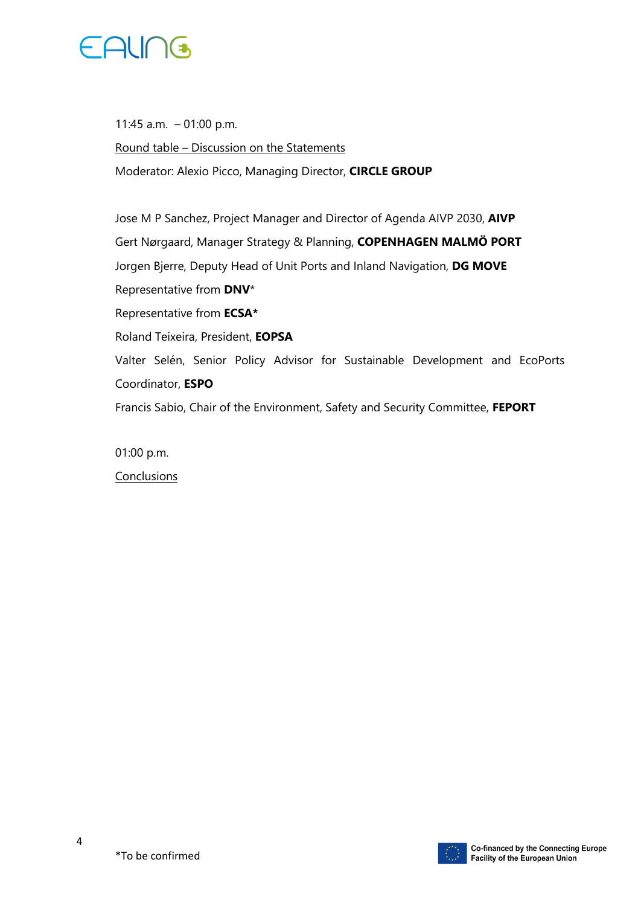11:45 a.m. – 01:00 p.m.

Round table – Discussion on the Statements

Moderator: Alexio Picco, Managing Director, **CIRCLE GROUP**

Jose M P Sanchez, Project Manager and Director of Agenda AIVP 2030, **AIVP**

Gert Nørgaard, Manager Strategy & Planning, **COPENHAGEN MALMÖ PORT**

Jorgen Bjerre, Deputy Head of Unit Ports and Inland Navigation, **DG MOVE**

Representative from **DNV***

Representative from **ECSA***

Roland Teixeira, President, **EOPSA**

Valter Selén, Senior Policy Advisor for Sustainable Development and EcoPorts Coordinator, **ESPO**

Francis Sabio, Chair of the Environment, Safety and Security Committee, **FEPORT**

01:00 p.m.

Conclusions

*To be confirmed

Co-financed by the Connecting Europe Facility of the European Union